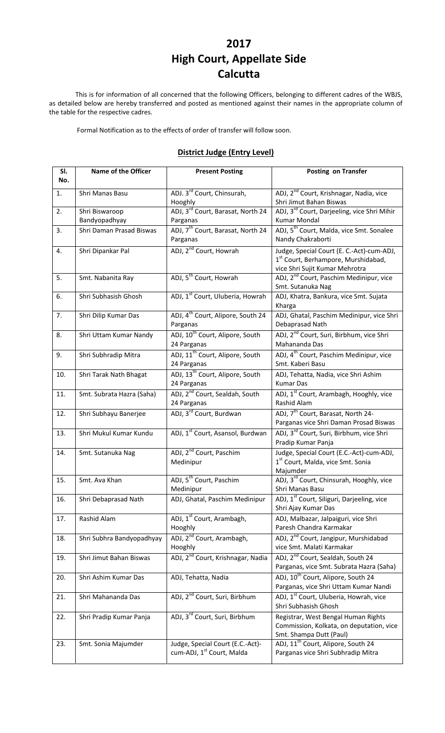# 2017
# High Court, Appellate Side
# Calcutta

This is for information of all concerned that the following Officers, belonging to different cadres of the WBJS, as detailed below are hereby transferred and posted as mentioned against their names in the appropriate column of the table for the respective cadres.

Formal Notification as to the effects of order of transfer will follow soon.

## District Judge (Entry Level)

| Sl. No. | Name of the Officer | Present Posting | Posting on Transfer |
|---|---|---|---|
| 1. | Shri Manas Basu | ADJ. 3rd Court, Chinsurah, Hooghly | ADJ, 2nd Court, Krishnagar, Nadia, vice Shri Jimut Bahan Biswas |
| 2. | Shri Biswaroop Bandyopadhyay | ADJ, 3rd Court, Barasat, North 24 Parganas | ADJ, 3rd Court, Darjeeling, vice Shri Mihir Kumar Mondal |
| 3. | Shri Daman Prasad Biswas | ADJ, 7th Court, Barasat, North 24 Parganas | ADJ, 5th Court, Malda, vice Smt. Sonalee Nandy Chakraborti |
| 4. | Shri Dipankar Pal | ADJ, 2nd Court, Howrah | Judge, Special Court (E. C.-Act)-cum-ADJ, 1st Court, Berhampore, Murshidabad, vice Shri Sujit Kumar Mehrotra |
| 5. | Smt. Nabanita Ray | ADJ, 5th Court, Howrah | ADJ, 2nd Court, Paschim Medinipur, vice Smt. Sutanuka Nag |
| 6. | Shri Subhasish Ghosh | ADJ, 1st Court, Uluberia, Howrah | ADJ, Khatra, Bankura, vice Smt. Sujata Kharga |
| 7. | Shri Dilip Kumar Das | ADJ, 4th Court, Alipore, South 24 Parganas | ADJ, Ghatal, Paschim Medinipur, vice Shri Debaprasad Nath |
| 8. | Shri Uttam Kumar Nandy | ADJ, 10th Court, Alipore, South 24 Parganas | ADJ, 2nd Court, Suri, Birbhum, vice Shri Mahananda Das |
| 9. | Shri Subhradip Mitra | ADJ, 11th Court, Alipore, South 24 Parganas | ADJ, 4th Court, Paschim Medinipur, vice Smt. Kaberi Basu |
| 10. | Shri Tarak Nath Bhagat | ADJ, 13th Court, Alipore, South 24 Parganas | ADJ, Tehatta, Nadia, vice Shri Ashim Kumar Das |
| 11. | Smt. Subrata Hazra (Saha) | ADJ, 2nd Court, Sealdah, South 24 Parganas | ADJ, 1st Court, Arambagh, Hooghly, vice Rashid Alam |
| 12. | Shri Subhayu Banerjee | ADJ, 3rd Court, Burdwan | ADJ, 7th Court, Barasat, North 24-Parganas vice Shri Daman Prosad Biswas |
| 13. | Shri Mukul Kumar Kundu | ADJ, 1st Court, Asansol, Burdwan | ADJ, 3rd Court, Suri, Birbhum, vice Shri Pradip Kumar Panja |
| 14. | Smt. Sutanuka Nag | ADJ, 2nd Court, Paschim Medinipur | Judge, Special Court (E.C.-Act)-cum-ADJ, 1st Court, Malda, vice Smt. Sonia Majumder |
| 15. | Smt. Ava Khan | ADJ, 5th Court, Paschim Medinipur | ADJ, 3rd Court, Chinsurah, Hooghly, vice Shri Manas Basu |
| 16. | Shri Debaprasad Nath | ADJ, Ghatal, Paschim Medinipur | ADJ, 1st Court, Siliguri, Darjeeling, vice Shri Ajay Kumar Das |
| 17. | Rashid Alam | ADJ, 1st Court, Arambagh, Hooghly | ADJ, Malbazar, Jalpaiguri, vice Shri Paresh Chandra Karmakar |
| 18. | Shri Subhra Bandyopadhyay | ADJ, 2nd Court, Arambagh, Hooghly | ADJ, 2nd Court, Jangipur, Murshidabad vice Smt. Malati Karmakar |
| 19. | Shri Jimut Bahan Biswas | ADJ, 2nd Court, Krishnagar, Nadia | ADJ, 2nd Court, Sealdah, South 24 Parganas, vice Smt. Subrata Hazra (Saha) |
| 20. | Shri Ashim Kumar Das | ADJ, Tehatta, Nadia | ADJ, 10th Court, Alipore, South 24 Parganas, vice Shri Uttam Kumar Nandi |
| 21. | Shri Mahananda Das | ADJ, 2nd Court, Suri, Birbhum | ADJ, 1st Court, Uluberia, Howrah, vice Shri Subhasish Ghosh |
| 22. | Shri Pradip Kumar Panja | ADJ, 3rd Court, Suri, Birbhum | Registrar, West Bengal Human Rights Commission, Kolkata, on deputation, vice Smt. Shampa Dutt (Paul) |
| 23. | Smt. Sonia Majumder | Judge, Special Court (E.C.-Act)-cum-ADJ, 1st Court, Malda | ADJ, 11th Court, Alipore, South 24 Parganas vice Shri Subhradip Mitra |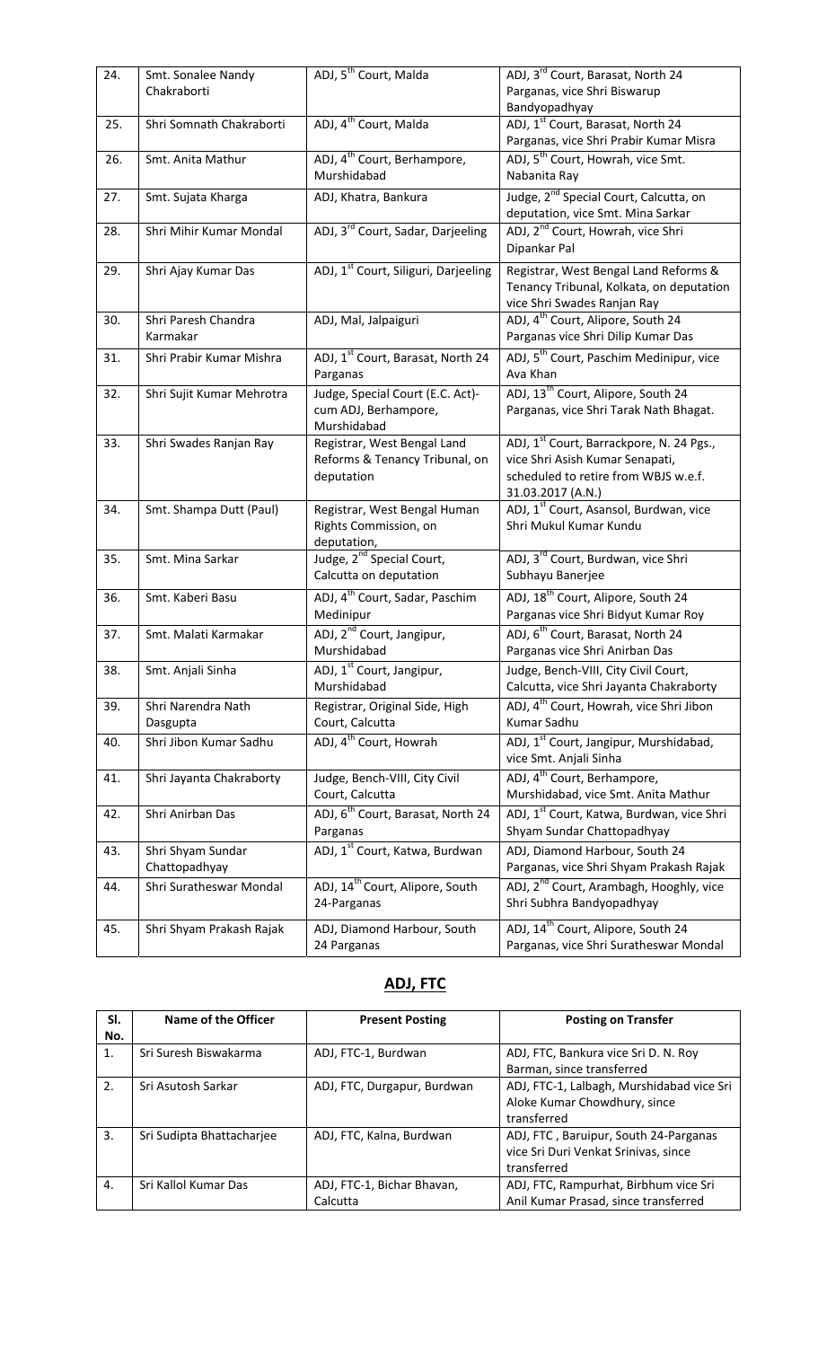| 24. | Smt. Sonalee Nandy Chakraborti | ADJ, 5th Court, Malda | ADJ, 3rd Court, Barasat, North 24 Parganas, vice Shri Biswarup Bandyopadhyay |
|---|---|---|---|
| 25. | Shri Somnath Chakraborti | ADJ, 4th Court, Malda | ADJ, 1st Court, Barasat, North 24 Parganas, vice Shri Prabir Kumar Misra |
| 26. | Smt. Anita Mathur | ADJ, 4th Court, Berhampore, Murshidabad | ADJ, 5th Court, Howrah, vice Smt. Nabanita Ray |
| 27. | Smt. Sujata Kharga | ADJ, Khatra, Bankura | Judge, 2nd Special Court, Calcutta, on deputation, vice Smt. Mina Sarkar |
| 28. | Shri Mihir Kumar Mondal | ADJ, 3rd Court, Sadar, Darjeeling | ADJ, 2nd Court, Howrah, vice Shri Dipankar Pal |
| 29. | Shri Ajay Kumar Das | ADJ, 1st Court, Siliguri, Darjeeling | Registrar, West Bengal Land Reforms & Tenancy Tribunal, Kolkata, on deputation vice Shri Swades Ranjan Ray |
| 30. | Shri Paresh Chandra Karmakar | ADJ, Mal, Jalpaiguri | ADJ, 4th Court, Alipore, South 24 Parganas vice Shri Dilip Kumar Das |
| 31. | Shri Prabir Kumar Mishra | ADJ, 1st Court, Barasat, North 24 Parganas | ADJ, 5th Court, Paschim Medinipur, vice Ava Khan |
| 32. | Shri Sujit Kumar Mehrotra | Judge, Special Court (E.C. Act)-cum ADJ, Berhampore, Murshidabad | ADJ, 13th Court, Alipore, South 24 Parganas, vice Shri Tarak Nath Bhagat. |
| 33. | Shri Swades Ranjan Ray | Registrar, West Bengal Land Reforms & Tenancy Tribunal, on deputation | ADJ, 1st Court, Barrackpore, N. 24 Pgs., vice Shri Asish Kumar Senapati, scheduled to retire from WBJS w.e.f. 31.03.2017 (A.N.) |
| 34. | Smt. Shampa Dutt (Paul) | Registrar, West Bengal Human Rights Commission, on deputation, | ADJ, 1st Court, Asansol, Burdwan, vice Shri Mukul Kumar Kundu |
| 35. | Smt. Mina Sarkar | Judge, 2nd Special Court, Calcutta on deputation | ADJ, 3rd Court, Burdwan, vice Shri Subhayu Banerjee |
| 36. | Smt. Kaberi Basu | ADJ, 4th Court, Sadar, Paschim Medinipur | ADJ, 18th Court, Alipore, South 24 Parganas vice Shri Bidyut Kumar Roy |
| 37. | Smt. Malati Karmakar | ADJ, 2nd Court, Jangipur, Murshidabad | ADJ, 6th Court, Barasat, North 24 Parganas vice Shri Anirban Das |
| 38. | Smt. Anjali Sinha | ADJ, 1st Court, Jangipur, Murshidabad | Judge, Bench-VIII, City Civil Court, Calcutta, vice Shri Jayanta Chakraborty |
| 39. | Shri Narendra Nath Dasgupta | Registrar, Original Side, High Court, Calcutta | ADJ, 4th Court, Howrah, vice Shri Jibon Kumar Sadhu |
| 40. | Shri Jibon Kumar Sadhu | ADJ, 4th Court, Howrah | ADJ, 1st Court, Jangipur, Murshidabad, vice Smt. Anjali Sinha |
| 41. | Shri Jayanta Chakraborty | Judge, Bench-VIII, City Civil Court, Calcutta | ADJ, 4th Court, Berhampore, Murshidabad, vice Smt. Anita Mathur |
| 42. | Shri Anirban Das | ADJ, 6th Court, Barasat, North 24 Parganas | ADJ, 1st Court, Katwa, Burdwan, vice Shri Shyam Sundar Chattopadhyay |
| 43. | Shri Shyam Sundar Chattopadhyay | ADJ, 1st Court, Katwa, Burdwan | ADJ, Diamond Harbour, South 24 Parganas, vice Shri Shyam Prakash Rajak |
| 44. | Shri Suratheswar Mondal | ADJ, 14th Court, Alipore, South 24-Parganas | ADJ, 2nd Court, Arambagh, Hooghly, vice Shri Subhra Bandyopadhyay |
| 45. | Shri Shyam Prakash Rajak | ADJ, Diamond Harbour, South 24 Parganas | ADJ, 14th Court, Alipore, South 24 Parganas, vice Shri Suratheswar Mondal |

## ADJ, FTC

| Sl. No. | Name of the Officer | Present Posting | Posting on Transfer |
|---|---|---|---|
| 1. | Sri Suresh Biswakarma | ADJ, FTC-1, Burdwan | ADJ, FTC, Bankura vice Sri D. N. Roy Barman, since transferred |
| 2. | Sri Asutosh Sarkar | ADJ, FTC, Durgapur, Burdwan | ADJ, FTC-1, Lalbagh, Murshidabad vice Sri Aloke Kumar Chowdhury, since transferred |
| 3. | Sri Sudipta Bhattacharjee | ADJ, FTC, Kalna, Burdwan | ADJ, FTC , Baruipur, South 24-Parganas vice Sri Duri Venkat Srinivas, since transferred |
| 4. | Sri Kallol Kumar Das | ADJ, FTC-1, Bichar Bhavan, Calcutta | ADJ, FTC, Rampurhat, Birbhum vice Sri Anil Kumar Prasad, since transferred |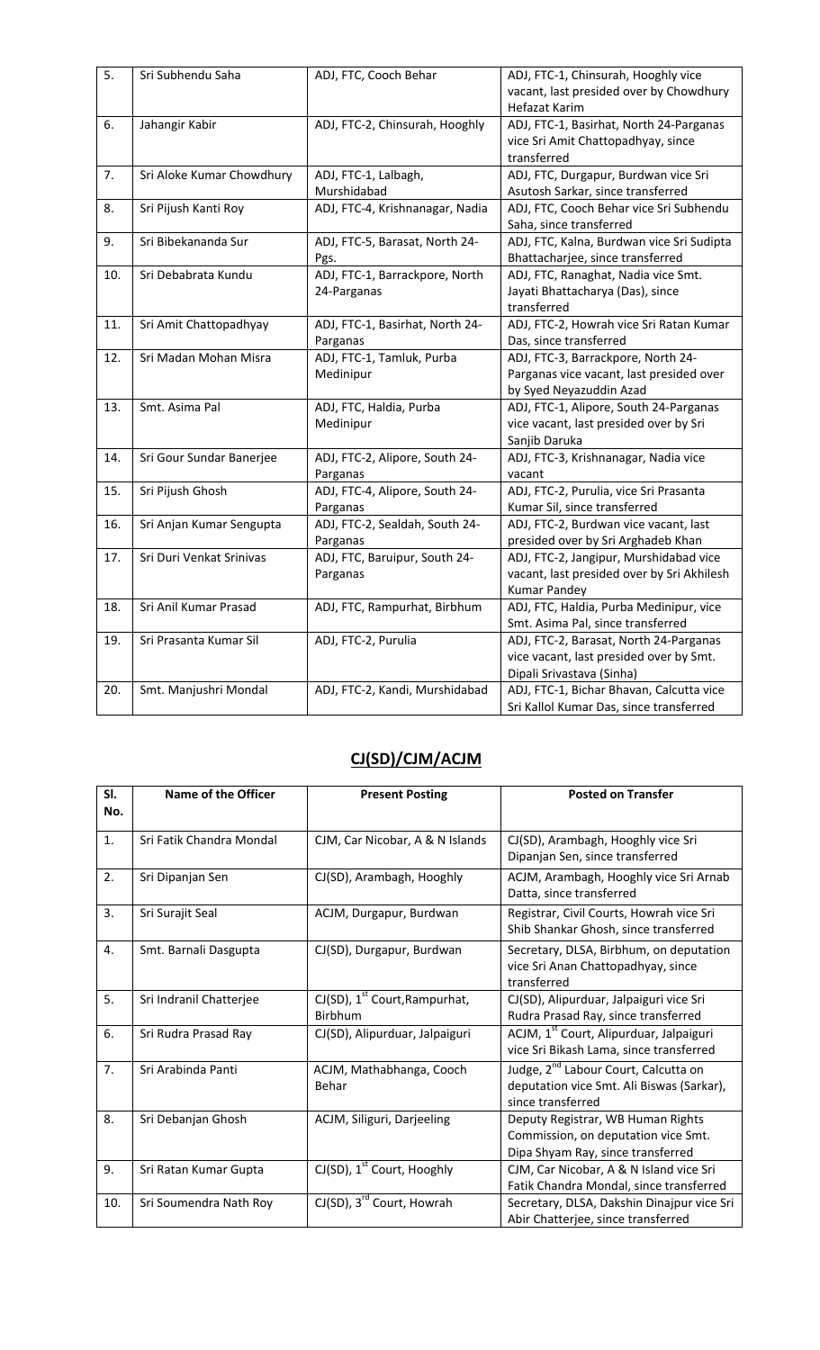| 5. | Sri Subhendu Saha | ADJ, FTC, Cooch Behar | ADJ, FTC-1, Chinsurah, Hooghly vice vacant, last presided over by Chowdhury Hefazat Karim |
|---|---|---|---|
| 6. | Jahangir Kabir | ADJ, FTC-2, Chinsurah, Hooghly | ADJ, FTC-1, Basirhat, North 24-Parganas vice Sri Amit Chattopadhyay, since transferred |
| 7. | Sri Aloke Kumar Chowdhury | ADJ, FTC-1, Lalbagh, Murshidabad | ADJ, FTC, Durgapur, Burdwan vice Sri Asutosh Sarkar, since transferred |
| 8. | Sri Pijush Kanti Roy | ADJ, FTC-4, Krishnanagar, Nadia | ADJ, FTC, Cooch Behar vice Sri Subhendu Saha, since transferred |
| 9. | Sri Bibekananda Sur | ADJ, FTC-5, Barasat, North 24-Pgs. | ADJ, FTC, Kalna, Burdwan vice Sri Sudipta Bhattacharjee, since transferred |
| 10. | Sri Debabrata Kundu | ADJ, FTC-1, Barrackpore, North 24-Parganas | ADJ, FTC, Ranaghat, Nadia vice Smt. Jayati Bhattacharya (Das), since transferred |
| 11. | Sri Amit Chattopadhyay | ADJ, FTC-1, Basirhat, North 24-Parganas | ADJ, FTC-2, Howrah vice Sri Ratan Kumar Das, since transferred |
| 12. | Sri Madan Mohan Misra | ADJ, FTC-1, Tamluk, Purba Medinipur | ADJ, FTC-3, Barrackpore, North 24-Parganas vice vacant, last presided over by Syed Neyazuddin Azad |
| 13. | Smt. Asima Pal | ADJ, FTC, Haldia, Purba Medinipur | ADJ, FTC-1, Alipore, South 24-Parganas vice vacant last presided over by Sri Sanjib Daruka |
| 14. | Sri Gour Sundar Banerjee | ADJ, FTC-2, Alipore, South 24-Parganas | ADJ, FTC-3, Krishnanagar, Nadia vice vacant |
| 15. | Sri Pijush Ghosh | ADJ, FTC-4, Alipore, South 24-Parganas | ADJ, FTC-2, Purulia, vice Sri Prasanta Kumar Sil, since transferred |
| 16. | Sri Anjan Kumar Sengupta | ADJ, FTC-2, Sealdah, South 24-Parganas | ADJ, FTC-2, Burdwan vice vacant, last presided over by Sri Arghadeb Khan |
| 17. | Sri Duri Venkat Srinivas | ADJ, FTC, Baruipur, South 24-Parganas | ADJ, FTC-2, Jangipur, Murshidabad vice vacant, last presided over by Sri Akhilesh Kumar Pandey |
| 18. | Sri Anil Kumar Prasad | ADJ, FTC, Rampurhat, Birbhum | ADJ, FTC, Haldia, Purba Medinipur, vice Smt. Asima Pal, since transferred |
| 19. | Sri Prasanta Kumar Sil | ADJ, FTC-2, Purulia | ADJ, FTC-2, Barasat, North 24-Parganas vice vacant, last presided over by Smt. Dipali Srivastava (Sinha) |
| 20. | Smt. Manjushri Mondal | ADJ, FTC-2, Kandi, Murshidabad | ADJ, FTC-1, Bichar Bhavan, Calcutta vice Sri Kallol Kumar Das, since transferred |

## CJ(SD)/CJM/ACJM

| Sl. No. | Name of the Officer | Present Posting | Posted on Transfer |
|---|---|---|---|
| 1. | Sri Fatik Chandra Mondal | CJM, Car Nicobar, A & N Islands | CJ(SD), Arambagh, Hooghly vice Sri Dipanjan Sen, since transferred |
| 2. | Sri Dipanjan Sen | CJ(SD), Arambagh, Hooghly | ACJM, Arambagh, Hooghly vice Sri Arnab Datta, since transferred |
| 3. | Sri Surajit Seal | ACJM, Durgapur, Burdwan | Registrar, Civil Courts, Howrah vice Sri Shib Shankar Ghosh, since transferred |
| 4. | Smt. Barnali Dasgupta | CJ(SD), Durgapur, Burdwan | Secretary, DLSA, Birbhum, on deputation vice Sri Anan Chattopadhyay, since transferred |
| 5. | Sri Indranil Chatterjee | CJ(SD), 1st Court, Rampurhat, Birbhum | CJ(SD), Alipurduar, Jalpaiguri vice Sri Rudra Prasad Ray, since transferred |
| 6. | Sri Rudra Prasad Ray | CJ(SD), Alipurduar, Jalpaiguri | ACJM, 1st Court, Alipurduar, Jalpaiguri vice Sri Bikash Lama, since transferred |
| 7. | Sri Arabinda Panti | ACJM, Mathabhanga, Cooch Behar | Judge, 2nd Labour Court, Calcutta on deputation vice Smt. Ali Biswas (Sarkar), since transferred |
| 8. | Sri Debanjan Ghosh | ACJM, Siliguri, Darjeeling | Deputy Registrar, WB Human Rights Commission, on deputation vice Smt. Dipa Shyam Ray, since transferred |
| 9. | Sri Ratan Kumar Gupta | CJ(SD), 1st Court, Hooghly | CJM, Car Nicobar, A & N Island vice Sri Fatik Chandra Mondal, since transferred |
| 10. | Sri Soumendra Nath Roy | CJ(SD), 3rd Court, Howrah | Secretary, DLSA, Dakshin Dinajpur vice Sri Abir Chatterjee, since transferred |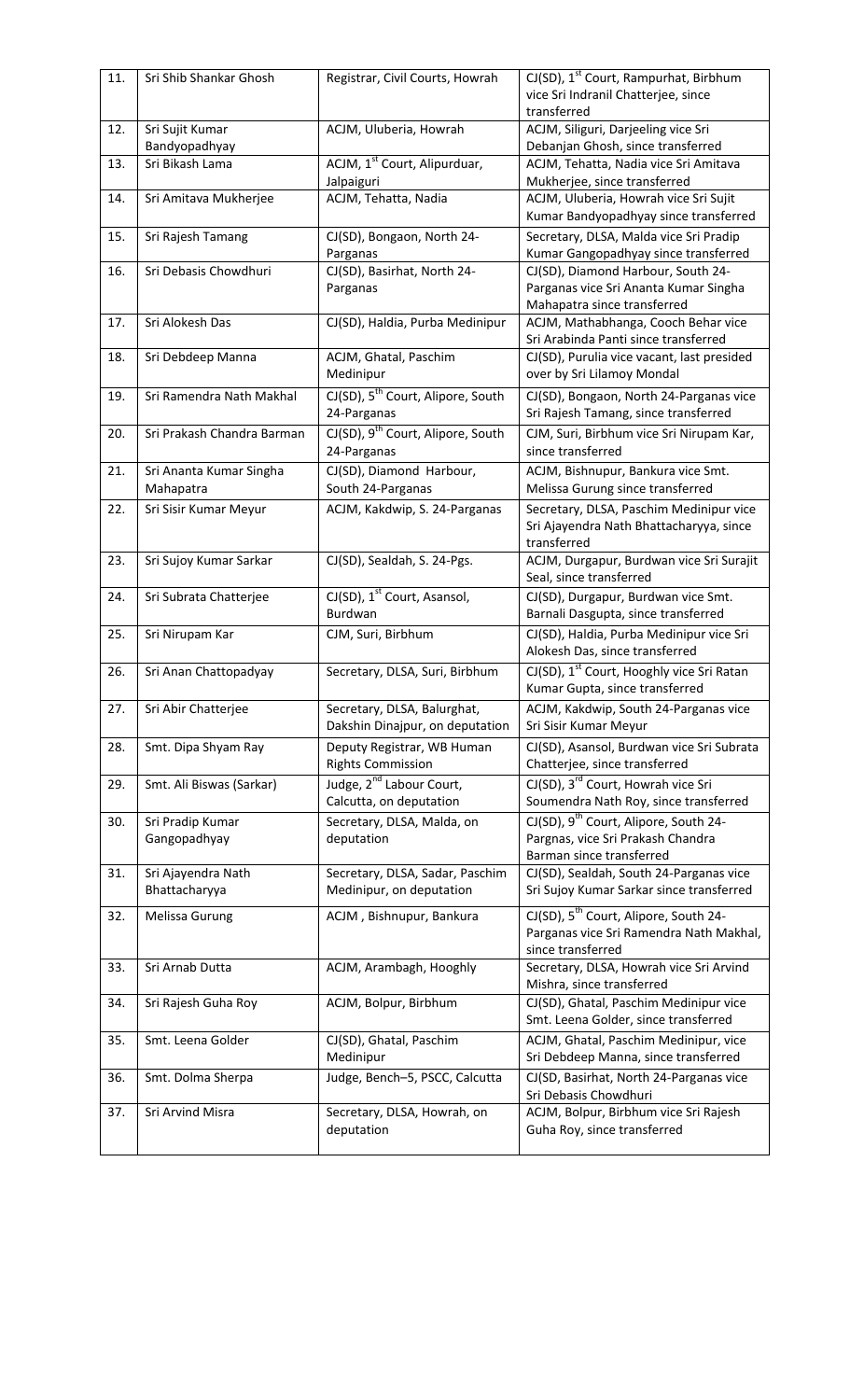| 11. | Sri Shib Shankar Ghosh | Registrar, Civil Courts, Howrah | CJ(SD), 1st Court, Rampurhat, Birbhum vice Sri Indranil Chatterjee, since transferred |
|---|---|---|---|
| 12. | Sri Sujit Kumar Bandyopadhyay | ACJM, Uluberia, Howrah | ACJM, Siliguri, Darjeeling vice Sri Debanjan Ghosh, since transferred |
| 13. | Sri Bikash Lama | ACJM, 1st Court, Alipurduar, Jalpaiguri | ACJM, Tehatta, Nadia vice Sri Amitava Mukherjee, since transferred |
| 14. | Sri Amitava Mukherjee | ACJM, Tehatta, Nadia | ACJM, Uluberia, Howrah vice Sri Sujit Kumar Bandyopadhyay since transferred |
| 15. | Sri Rajesh Tamang | CJ(SD), Bongaon, North 24-Parganas | Secretary, DLSA, Malda vice Sri Pradip Kumar Gangopadhyay since transferred |
| 16. | Sri Debasis Chowdhuri | CJ(SD), Basirhat, North 24-Parganas | CJ(SD), Diamond Harbour, South 24-Parganas vice Sri Ananta Kumar Singha Mahapatra since transferred |
| 17. | Sri Alokesh Das | CJ(SD), Haldia, Purba Medinipur | ACJM, Mathabhanga, Cooch Behar vice Sri Arabinda Panti since transferred |
| 18. | Sri Debdeep Manna | ACJM, Ghatal, Paschim Medinipur | CJ(SD), Purulia vice vacant, last presided over by Sri Lilamoy Mondal |
| 19. | Sri Ramendra Nath Makhal | CJ(SD), 5th Court, Alipore, South 24-Parganas | CJ(SD), Bongaon, North 24-Parganas vice Sri Rajesh Tamang, since transferred |
| 20. | Sri Prakash Chandra Barman | CJ(SD), 9th Court, Alipore, South 24-Parganas | CJM, Suri, Birbhum vice Sri Nirupam Kar, since transferred |
| 21. | Sri Ananta Kumar Singha Mahapatra | CJ(SD), Diamond Harbour, South 24-Parganas | ACJM, Bishnupur, Bankura vice Smt. Melissa Gurung since transferred |
| 22. | Sri Sisir Kumar Meyur | ACJM, Kakdwip, S. 24-Parganas | Secretary, DLSA, Paschim Medinipur vice Sri Ajayendra Nath Bhattacharyya, since transferred |
| 23. | Sri Sujoy Kumar Sarkar | CJ(SD), Sealdah, S. 24-Pgs. | ACJM, Durgapur, Burdwan vice Sri Surajit Seal, since transferred |
| 24. | Sri Subrata Chatterjee | CJ(SD), 1st Court, Asansol, Burdwan | CJ(SD), Durgapur, Burdwan vice Smt. Barnali Dasgupta, since transferred |
| 25. | Sri Nirupam Kar | CJM, Suri, Birbhum | CJ(SD), Haldia, Purba Medinipur vice Sri Alokesh Das, since transferred |
| 26. | Sri Anan Chattopadyay | Secretary, DLSA, Suri, Birbhum | CJ(SD), 1st Court, Hooghly vice Sri Ratan Kumar Gupta, since transferred |
| 27. | Sri Abir Chatterjee | Secretary, DLSA, Balurghat, Dakshin Dinajpur, on deputation | ACJM, Kakdwip, South 24-Parganas vice Sri Sisir Kumar Meyur |
| 28. | Smt. Dipa Shyam Ray | Deputy Registrar, WB Human Rights Commission | CJ(SD), Asansol, Burdwan vice Sri Subrata Chatterjee, since transferred |
| 29. | Smt. Ali Biswas (Sarkar) | Judge, 2nd Labour Court, Calcutta, on deputation | CJ(SD), 3rd Court, Howrah vice Sri Soumendra Nath Roy, since transferred |
| 30. | Sri Pradip Kumar Gangopadhyay | Secretary, DLSA, Malda, on deputation | CJ(SD), 9th Court, Alipore, South 24-Pargnas, vice Sri Prakash Chandra Barman since transferred |
| 31. | Sri Ajayendra Nath Bhattacharyya | Secretary, DLSA, Sadar, Paschim Medinipur, on deputation | CJ(SD), Sealdah, South 24-Parganas vice Sri Sujoy Kumar Sarkar since transferred |
| 32. | Melissa Gurung | ACJM , Bishnupur, Bankura | CJ(SD), 5th Court, Alipore, South 24-Parganas vice Sri Ramendra Nath Makhal, since transferred |
| 33. | Sri Arnab Dutta | ACJM, Arambagh, Hooghly | Secretary, DLSA, Howrah vice Sri Arvind Mishra, since transferred |
| 34. | Sri Rajesh Guha Roy | ACJM, Bolpur, Birbhum | CJ(SD), Ghatal, Paschim Medinipur vice Smt. Leena Golder, since transferred |
| 35. | Smt. Leena Golder | CJ(SD), Ghatal, Paschim Medinipur | ACJM, Ghatal, Paschim Medinipur, vice Sri Debdeep Manna, since transferred |
| 36. | Smt. Dolma Sherpa | Judge, Bench–5, PSCC, Calcutta | CJ(SD, Basirhat, North 24-Parganas vice Sri Debasis Chowdhuri |
| 37. | Sri Arvind Misra | Secretary, DLSA, Howrah, on deputation | ACJM, Bolpur, Birbhum vice Sri Rajesh Guha Roy, since transferred |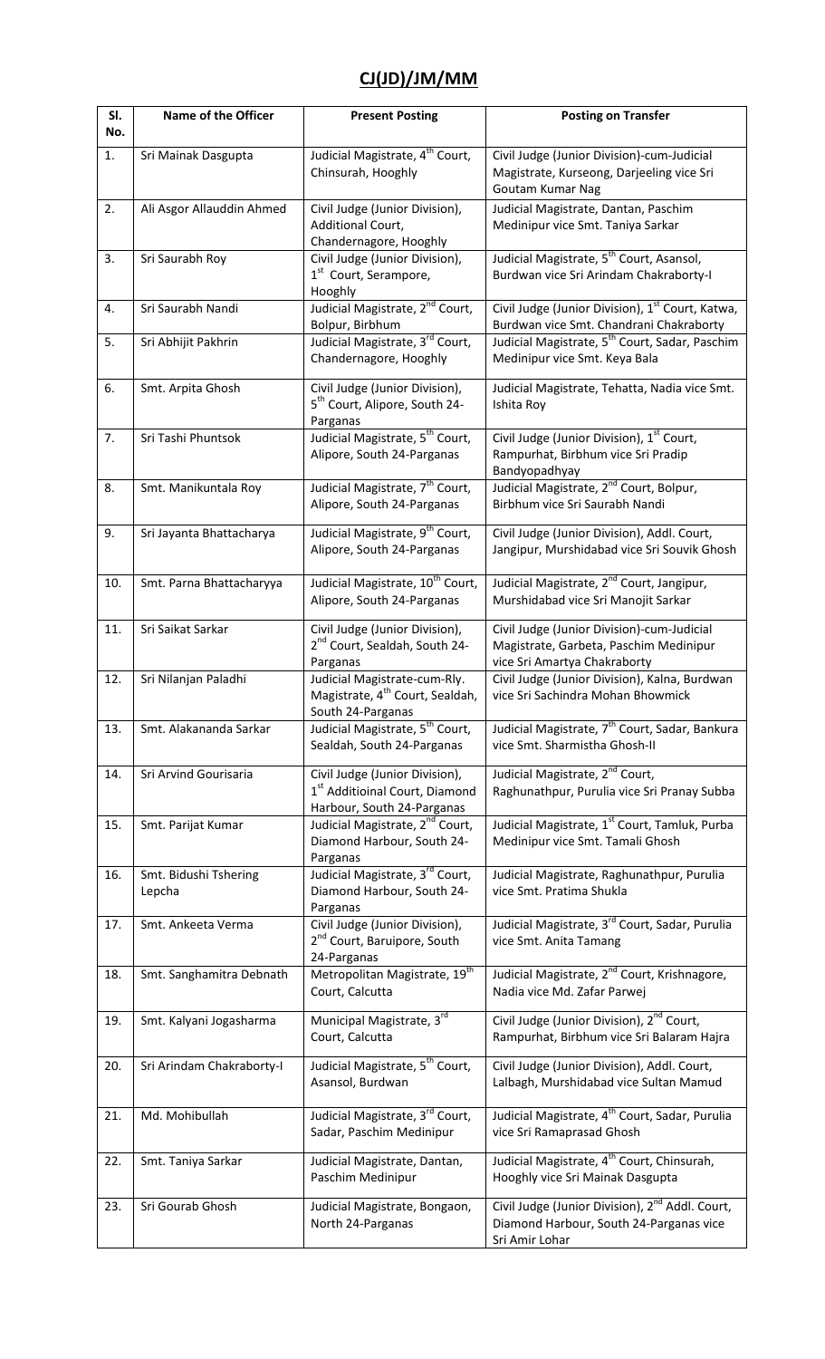## CJ(JD)/JM/MM

| Sl. No. | Name of the Officer | Present Posting | Posting on Transfer |
|---|---|---|---|
| 1. | Sri Mainak Dasgupta | Judicial Magistrate, 4th Court, Chinsurah, Hooghly | Civil Judge (Junior Division)-cum-Judicial Magistrate, Kurseong, Darjeeling vice Sri Goutam Kumar Nag |
| 2. | Ali Asgor Allauddin Ahmed | Civil Judge (Junior Division), Additional Court, Chandernagore, Hooghly | Judicial Magistrate, Dantan, Paschim Medinipur vice Smt. Taniya Sarkar |
| 3. | Sri Saurabh Roy | Civil Judge (Junior Division), 1st Court, Serampore, Hooghly | Judicial Magistrate, 5th Court, Asansol, Burdwan vice Sri Arindam Chakraborty-I |
| 4. | Sri Saurabh Nandi | Judicial Magistrate, 2nd Court, Bolpur, Birbhum | Civil Judge (Junior Division), 1st Court, Katwa, Burdwan vice Smt. Chandrani Chakraborty |
| 5. | Sri Abhijit Pakhrin | Judicial Magistrate, 3rd Court, Chandernagore, Hooghly | Judicial Magistrate, 5th Court, Sadar, Paschim Medinipur vice Smt. Keya Bala |
| 6. | Smt. Arpita Ghosh | Civil Judge (Junior Division), 5th Court, Alipore, South 24-Parganas | Judicial Magistrate, Tehatta, Nadia vice Smt. Ishita Roy |
| 7. | Sri Tashi Phuntsok | Judicial Magistrate, 5th Court, Alipore, South 24-Parganas | Civil Judge (Junior Division), 1st Court, Rampurhat, Birbhum vice Sri Pradip Bandyopadhyay |
| 8. | Smt. Manikuntala Roy | Judicial Magistrate, 7th Court, Alipore, South 24-Parganas | Judicial Magistrate, 2nd Court, Bolpur, Birbhum vice Sri Saurabh Nandi |
| 9. | Sri Jayanta Bhattacharya | Judicial Magistrate, 9th Court, Alipore, South 24-Parganas | Civil Judge (Junior Division), Addl. Court, Jangipur, Murshidabad vice Sri Souvik Ghosh |
| 10. | Smt. Parna Bhattacharyya | Judicial Magistrate, 10th Court, Alipore, South 24-Parganas | Judicial Magistrate, 2nd Court, Jangipur, Murshidabad vice Sri Manojit Sarkar |
| 11. | Sri Saikat Sarkar | Civil Judge (Junior Division), 2nd Court, Sealdah, South 24-Parganas | Civil Judge (Junior Division)-cum-Judicial Magistrate, Garbeta, Paschim Medinipur vice Sri Amartya Chakraborty |
| 12. | Sri Nilanjan Paladhi | Judicial Magistrate-cum-Rly. Magistrate, 4th Court, Sealdah, South 24-Parganas | Civil Judge (Junior Division), Kalna, Burdwan vice Sri Sachindra Mohan Bhowmick |
| 13. | Smt. Alakananda Sarkar | Judicial Magistrate, 5th Court, Sealdah, South 24-Parganas | Judicial Magistrate, 7th Court, Sadar, Bankura vice Smt. Sharmistha Ghosh-II |
| 14. | Sri Arvind Gourisaria | Civil Judge (Junior Division), 1st Additioinal Court, Diamond Harbour, South 24-Parganas | Judicial Magistrate, 2nd Court, Raghunathpur, Purulia vice Sri Pranay Subba |
| 15. | Smt. Parijat Kumar | Judicial Magistrate, 2nd Court, Diamond Harbour, South 24-Parganas | Judicial Magistrate, 1st Court, Tamluk, Purba Medinipur vice Smt. Tamali Ghosh |
| 16. | Smt. Bidushi Tshering Lepcha | Judicial Magistrate, 3rd Court, Diamond Harbour, South 24-Parganas | Judicial Magistrate, Raghunathpur, Purulia vice Smt. Pratima Shukla |
| 17. | Smt. Ankeeta Verma | Civil Judge (Junior Division), 2nd Court, Baruipore, South 24-Parganas | Judicial Magistrate, 3rd Court, Sadar, Purulia vice Smt. Anita Tamang |
| 18. | Smt. Sanghamitra Debnath | Metropolitan Magistrate, 19th Court, Calcutta | Judicial Magistrate, 2nd Court, Krishnagore, Nadia vice Md. Zafar Parwej |
| 19. | Smt. Kalyani Jogasharma | Municipal Magistrate, 3rd Court, Calcutta | Civil Judge (Junior Division), 2nd Court, Rampurhat, Birbhum vice Sri Balaram Hajra |
| 20. | Sri Arindam Chakraborty-I | Judicial Magistrate, 5th Court, Asansol, Burdwan | Civil Judge (Junior Division), Addl. Court, Lalbagh, Murshidabad vice Sultan Mamud |
| 21. | Md. Mohibullah | Judicial Magistrate, 3rd Court, Sadar, Paschim Medinipur | Judicial Magistrate, 4th Court, Sadar, Purulia vice Sri Ramaprasad Ghosh |
| 22. | Smt. Taniya Sarkar | Judicial Magistrate, Dantan, Paschim Medinipur | Judicial Magistrate, 4th Court, Chinsurah, Hooghly vice Sri Mainak Dasgupta |
| 23. | Sri Gourab Ghosh | Judicial Magistrate, Bongaon, North 24-Parganas | Civil Judge (Junior Division), 2nd Addl. Court, Diamond Harbour, South 24-Parganas vice Sri Amir Lohar |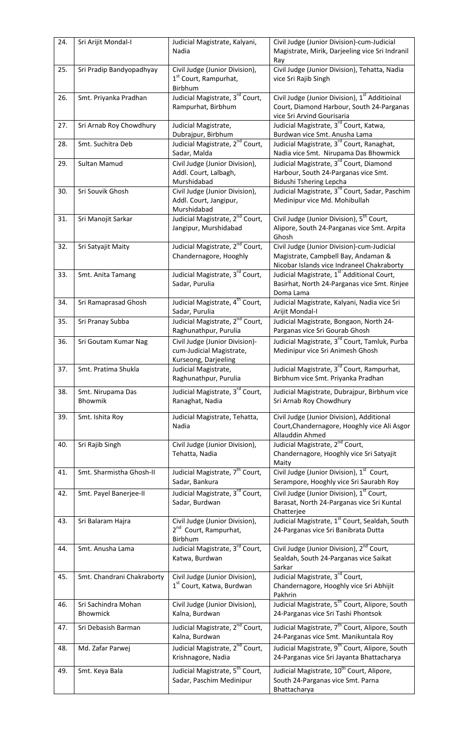| 24. | Sri Arijit Mondal-I | Judicial Magistrate, Kalyani, Nadia | Civil Judge (Junior Division)-cum-Judicial Magistrate, Mirik, Darjeeling vice Sri Indranil Ray |
|---|---|---|---|
| 25. | Sri Pradip Bandyopadhyay | Civil Judge (Junior Division), 1st Court, Rampurhat, Birbhum | Civil Judge (Junior Division), Tehatta, Nadia vice Sri Rajib Singh |
| 26. | Smt. Priyanka Pradhan | Judicial Magistrate, 3rd Court, Rampurhat, Birbhum | Civil Judge (Junior Division), 1st Additioinal Court, Diamond Harbour, South 24-Parganas vice Sri Arvind Gourisaria |
| 27. | Sri Arnab Roy Chowdhury | Judicial Magistrate, Dubrajpur, Birbhum | Judicial Magistrate, 3rd Court, Katwa, Burdwan vice Smt. Anusha Lama |
| 28. | Smt. Suchitra Deb | Judicial Magistrate, 2nd Court, Sadar, Malda | Judicial Magistrate, 3rd Court, Ranaghat, Nadia vice Smt. Nirupama Das Bhowmick |
| 29. | Sultan Mamud | Civil Judge (Junior Division), Addl. Court, Lalbagh, Murshidabad | Judicial Magistrate, 3rd Court, Diamond Harbour, South 24-Parganas vice Smt. Bidushi Tshering Lepcha |
| 30. | Sri Souvik Ghosh | Civil Judge (Junior Division), Addl. Court, Jangipur, Murshidabad | Judicial Magistrate, 3rd Court, Sadar, Paschim Medinipur vice Md. Mohibullah |
| 31. | Sri Manojit Sarkar | Judicial Magistrate, 2nd Court, Jangipur, Murshidabad | Civil Judge (Junior Division), 5th Court, Alipore, South 24-Parganas vice Smt. Arpita Ghosh |
| 32. | Sri Satyajit Maity | Judicial Magistrate, 2nd Court, Chandernagore, Hooghly | Civil Judge (Junior Division)-cum-Judicial Magistrate, Campbell Bay, Andaman & Nicobar Islands vice Indraneel Chakraborty |
| 33. | Smt. Anita Tamang | Judicial Magistrate, 3rd Court, Sadar, Purulia | Judicial Magistrate, 1st Additional Court, Basirhat, North 24-Parganas vice Smt. Rinjee Doma Lama |
| 34. | Sri Ramaprasad Ghosh | Judicial Magistrate, 4th Court, Sadar, Purulia | Judicial Magistrate, Kalyani, Nadia vice Sri Arijit Mondal-I |
| 35. | Sri Pranay Subba | Judicial Magistrate, 2nd Court, Raghunathpur, Purulia | Judicial Magistrate, Bongaon, North 24-Parganas vice Sri Gourab Ghosh |
| 36. | Sri Goutam Kumar Nag | Civil Judge (Junior Division)-cum-Judicial Magistrate, Kurseong, Darjeeling | Judicial Magistrate, 3rd Court, Tamluk, Purba Medinipur vice Sri Animesh Ghosh |
| 37. | Smt. Pratima Shukla | Judicial Magistrate, Raghunathpur, Purulia | Judicial Magistrate, 3rd Court, Rampurhat, Birbhum vice Smt. Priyanka Pradhan |
| 38. | Smt. Nirupama Das Bhowmik | Judicial Magistrate, 3rd Court, Ranaghat, Nadia | Judicial Magistrate, Dubrajpur, Birbhum vice Sri Arnab Roy Chowdhury |
| 39. | Smt. Ishita Roy | Judicial Magistrate, Tehatta, Nadia | Civil Judge (Junior Division), Additional Court,Chandernagore, Hooghly vice Ali Asgor Allauddin Ahmed |
| 40. | Sri Rajib Singh | Civil Judge (Junior Division), Tehatta, Nadia | Judicial Magistrate, 2nd Court, Chandernagore, Hooghly vice Sri Satyajit Maity |
| 41. | Smt. Sharmistha Ghosh-II | Judicial Magistrate, 7th Court, Sadar, Bankura | Civil Judge (Junior Division), 1st Court, Serampore, Hooghly vice Sri Saurabh Roy |
| 42. | Smt. Payel Banerjee-II | Judicial Magistrate, 3rd Court, Sadar, Burdwan | Civil Judge (Junior Division), 1st Court, Barasat, North 24-Parganas vice Sri Kuntal Chatterjee |
| 43. | Sri Balaram Hajra | Civil Judge (Junior Division), 2nd Court, Rampurhat, Birbhum | Judicial Magistrate, 1st Court, Sealdah, South 24-Parganas vice Sri Banibrata Dutta |
| 44. | Smt. Anusha Lama | Judicial Magistrate, 3rd Court, Katwa, Burdwan | Civil Judge (Junior Division), 2nd Court, Sealdah, South 24-Parganas vice Saikat Sarkar |
| 45. | Smt. Chandrani Chakraborty | Civil Judge (Junior Division), 1st Court, Katwa, Burdwan | Judicial Magistrate, 3rd Court, Chandernagore, Hooghly vice Sri Abhijit Pakhrin |
| 46. | Sri Sachindra Mohan Bhowmick | Civil Judge (Junior Division), Kalna, Burdwan | Judicial Magistrate, 5th Court, Alipore, South 24-Parganas vice Sri Tashi Phontsok |
| 47. | Sri Debasish Barman | Judicial Magistrate, 2nd Court, Kalna, Burdwan | Judicial Magistrate, 7th Court, Alipore, South 24-Parganas vice Smt. Manikuntala Roy |
| 48. | Md. Zafar Parwej | Judicial Magistrate, 2nd Court, Krishnagore, Nadia | Judicial Magistrate, 9th Court, Alipore, South 24-Parganas vice Sri Jayanta Bhattacharya |
| 49. | Smt. Keya Bala | Judicial Magistrate, 5th Court, Sadar, Paschim Medinipur | Judicial Magistrate, 10th Court, Alipore, South 24-Parganas vice Smt. Parna Bhattacharya |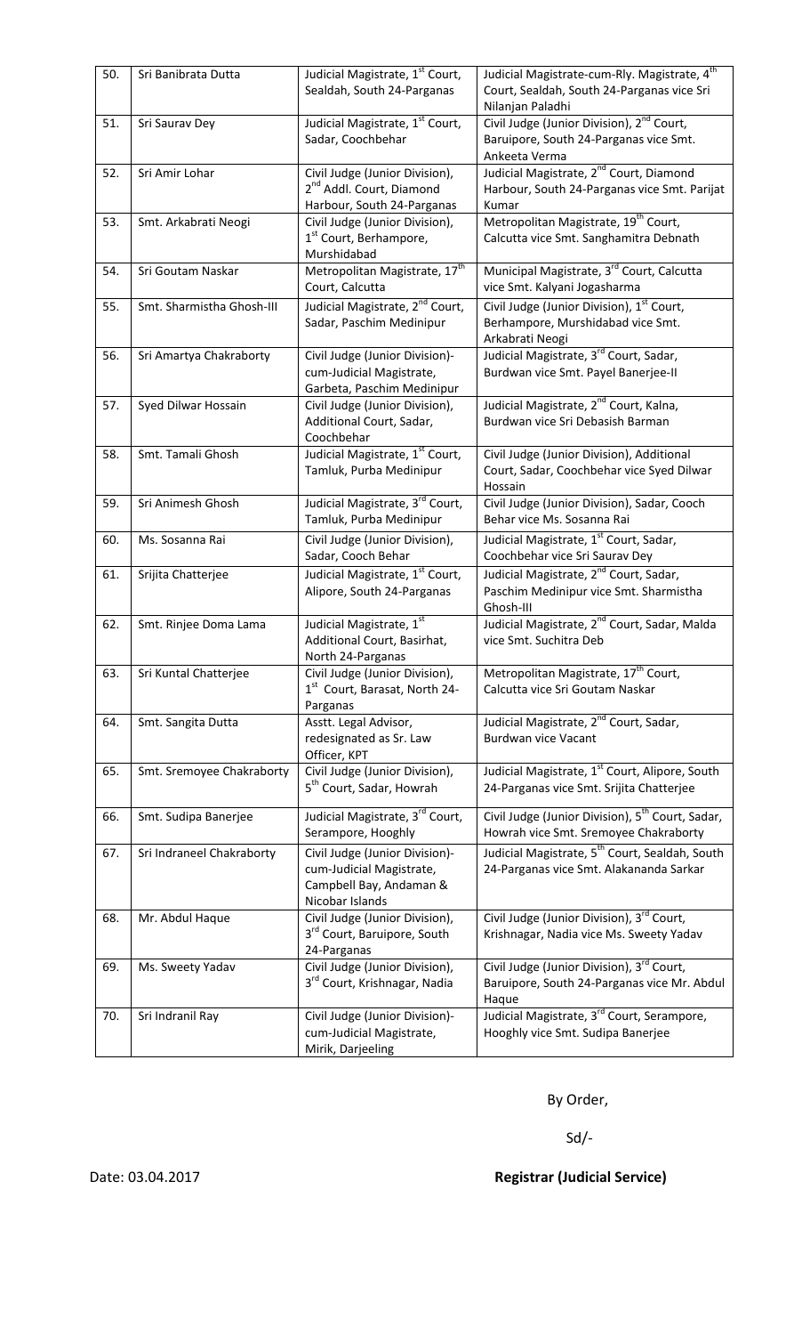| | | | |
|---|---|---|---|
| 50. | Sri Banibrata Dutta | Judicial Magistrate, 1st Court, Sealdah, South 24-Parganas | Judicial Magistrate-cum-Rly. Magistrate, 4th Court, Sealdah, South 24-Parganas vice Sri Nilanjan Paladhi |
| 51. | Sri Saurav Dey | Judicial Magistrate, 1st Court, Sadar, Coochbehar | Civil Judge (Junior Division), 2nd Court, Baruipore, South 24-Parganas vice Smt. Ankeeta Verma |
| 52. | Sri Amir Lohar | Civil Judge (Junior Division), 2nd Addl. Court, Diamond Harbour, South 24-Parganas | Judicial Magistrate, 2nd Court, Diamond Harbour, South 24-Parganas vice Smt. Parijat Kumar |
| 53. | Smt. Arkabrati Neogi | Civil Judge (Junior Division), 1st Court, Berhampore, Murshidabad | Metropolitan Magistrate, 19th Court, Calcutta vice Smt. Sanghamitra Debnath |
| 54. | Sri Goutam Naskar | Metropolitan Magistrate, 17th Court, Calcutta | Municipal Magistrate, 3rd Court, Calcutta vice Smt. Kalyani Jogasharma |
| 55. | Smt. Sharmistha Ghosh-III | Judicial Magistrate, 2nd Court, Sadar, Paschim Medinipur | Civil Judge (Junior Division), 1st Court, Berhampore, Murshidabad vice Smt. Arkabrati Neogi |
| 56. | Sri Amartya Chakraborty | Civil Judge (Junior Division)-cum-Judicial Magistrate, Garbeta, Paschim Medinipur | Judicial Magistrate, 3rd Court, Sadar, Burdwan vice Smt. Payel Banerjee-II |
| 57. | Syed Dilwar Hossain | Civil Judge (Junior Division), Additional Court, Sadar, Coochbehar | Judicial Magistrate, 2nd Court, Kalna, Burdwan vice Sri Debasish Barman |
| 58. | Smt. Tamali Ghosh | Judicial Magistrate, 1st Court, Tamluk, Purba Medinipur | Civil Judge (Junior Division), Additional Court, Sadar, Coochbehar vice Syed Dilwar Hossain |
| 59. | Sri Animesh Ghosh | Judicial Magistrate, 3rd Court, Tamluk, Purba Medinipur | Civil Judge (Junior Division), Sadar, Cooch Behar vice Ms. Sosanna Rai |
| 60. | Ms. Sosanna Rai | Civil Judge (Junior Division), Sadar, Cooch Behar | Judicial Magistrate, 1st Court, Sadar, Coochbehar vice Sri Saurav Dey |
| 61. | Srijita Chatterjee | Judicial Magistrate, 1st Court, Alipore, South 24-Parganas | Judicial Magistrate, 2nd Court, Sadar, Paschim Medinipur vice Smt. Sharmistha Ghosh-III |
| 62. | Smt. Rinjee Doma Lama | Judicial Magistrate, 1st Additional Court, Basirhat, North 24-Parganas | Judicial Magistrate, 2nd Court, Sadar, Malda vice Smt. Suchitra Deb |
| 63. | Sri Kuntal Chatterjee | Civil Judge (Junior Division), 1st Court, Barasat, North 24-Parganas | Metropolitan Magistrate, 17th Court, Calcutta vice Sri Goutam Naskar |
| 64. | Smt. Sangita Dutta | Asstt. Legal Advisor, redesignated as Sr. Law Officer, KPT | Judicial Magistrate, 2nd Court, Sadar, Burdwan vice Vacant |
| 65. | Smt. Sremoyee Chakraborty | Civil Judge (Junior Division), 5th Court, Sadar, Howrah | Judicial Magistrate, 1st Court, Alipore, South 24-Parganas vice Smt. Srijita Chatterjee |
| 66. | Smt. Sudipa Banerjee | Judicial Magistrate, 3rd Court, Serampore, Hooghly | Civil Judge (Junior Division), 5th Court, Sadar, Howrah vice Smt. Sremoyee Chakraborty |
| 67. | Sri Indraneel Chakraborty | Civil Judge (Junior Division)-cum-Judicial Magistrate, Campbell Bay, Andaman & Nicobar Islands | Judicial Magistrate, 5th Court, Sealdah, South 24-Parganas vice Smt. Alakananda Sarkar |
| 68. | Mr. Abdul Haque | Civil Judge (Junior Division), 3rd Court, Baruipore, South 24-Parganas | Civil Judge (Junior Division), 3rd Court, Krishnagar, Nadia vice Ms. Sweety Yadav |
| 69. | Ms. Sweety Yadav | Civil Judge (Junior Division), 3rd Court, Krishnagar, Nadia | Civil Judge (Junior Division), 3rd Court, Baruipore, South 24-Parganas vice Mr. Abdul Haque |
| 70. | Sri Indranil Ray | Civil Judge (Junior Division)-cum-Judicial Magistrate, Mirik, Darjeeling | Judicial Magistrate, 3rd Court, Serampore, Hooghly vice Smt. Sudipa Banerjee |

By Order,

Sd/-

Date: 03.04.2017

**Registrar (Judicial Service)**